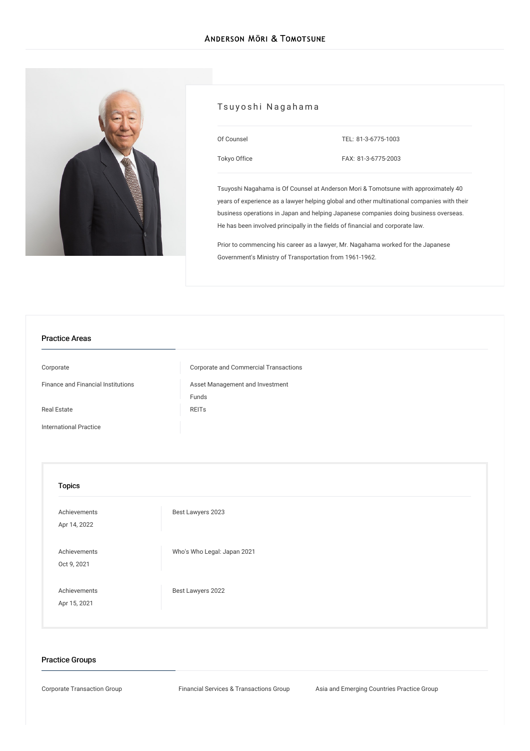# Anderson Mōri & Tomotsune

## Tsuyoshi Nagahama

Of Counsel

Tokyo Office

TEL: 81-3-6775-1003

FAX: 81-3-6775-2003

Tsuyoshi Nagahama is Of Counsel at Anderson Mori & Tomotsune with approximately 40 years of experience as a lawyer helping global and other multinational companies with their business operations in Japan and helping Japanese companies doing business overseas. He has been involved principally in the fields of financial and corporate law.

Prior to commencing his career as a lawyer, Mr. Nagahama worked for the Japanese Government's Ministry of Transportation from 1961-1962.

### Practice Areas

| | |
|---|---|
| Corporate | Corporate and Commercial Transactions |
| Finance and Financial Institutions | Asset Management and Investment Funds |
| Real Estate | REITs |
| International Practice | |

### Topics

| | |
|---|---|
| Achievements<br>Apr 14, 2022 | Best Lawyers 2023 |
| Achievements<br>Oct 9, 2021 | Who's Who Legal: Japan 2021 |
| Achievements<br>Apr 15, 2021 | Best Lawyers 2022 |

### Practice Groups

- Corporate Transaction Group
- Financial Services & Transactions Group
- Asia and Emerging Countries Practice Group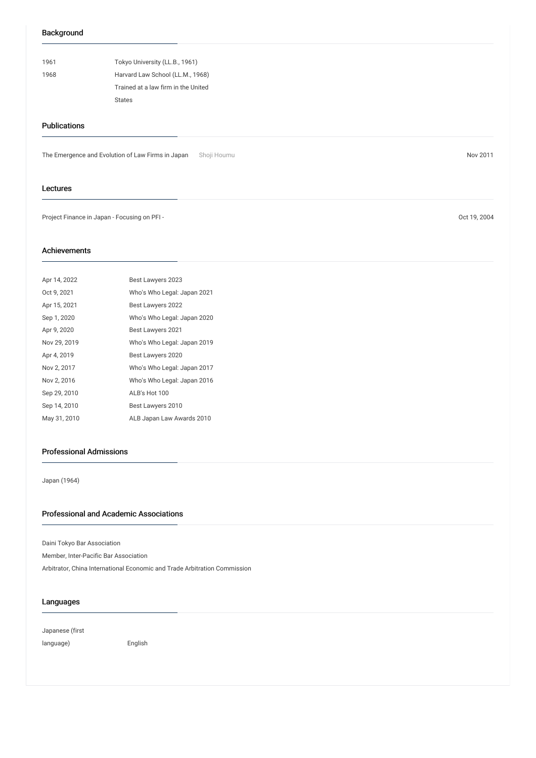## Background

| | |
|---|---|
| 1961 | Tokyo University (LL.B., 1961) |
| 1968 | Harvard Law School (LL.M., 1968) |
| | Trained at a law firm in the United States |

## Publications

The Emergence and Evolution of Law Firms in Japan — Shoji Houmu — Nov 2011

## Lectures

Project Finance in Japan - Focusing on PFI - — Oct 19, 2004

## Achievements

| | |
|---|---|
| Apr 14, 2022 | Best Lawyers 2023 |
| Oct 9, 2021 | Who's Who Legal: Japan 2021 |
| Apr 15, 2021 | Best Lawyers 2022 |
| Sep 1, 2020 | Who's Who Legal: Japan 2020 |
| Apr 9, 2020 | Best Lawyers 2021 |
| Nov 29, 2019 | Who's Who Legal: Japan 2019 |
| Apr 4, 2019 | Best Lawyers 2020 |
| Nov 2, 2017 | Who's Who Legal: Japan 2017 |
| Nov 2, 2016 | Who's Who Legal: Japan 2016 |
| Sep 29, 2010 | ALB's Hot 100 |
| Sep 14, 2010 | Best Lawyers 2010 |
| May 31, 2010 | ALB Japan Law Awards 2010 |

## Professional Admissions

Japan (1964)

## Professional and Academic Associations

Daini Tokyo Bar Association

Member, Inter-Pacific Bar Association

Arbitrator, China International Economic and Trade Arbitration Commission

## Languages

Japanese (first language)

English